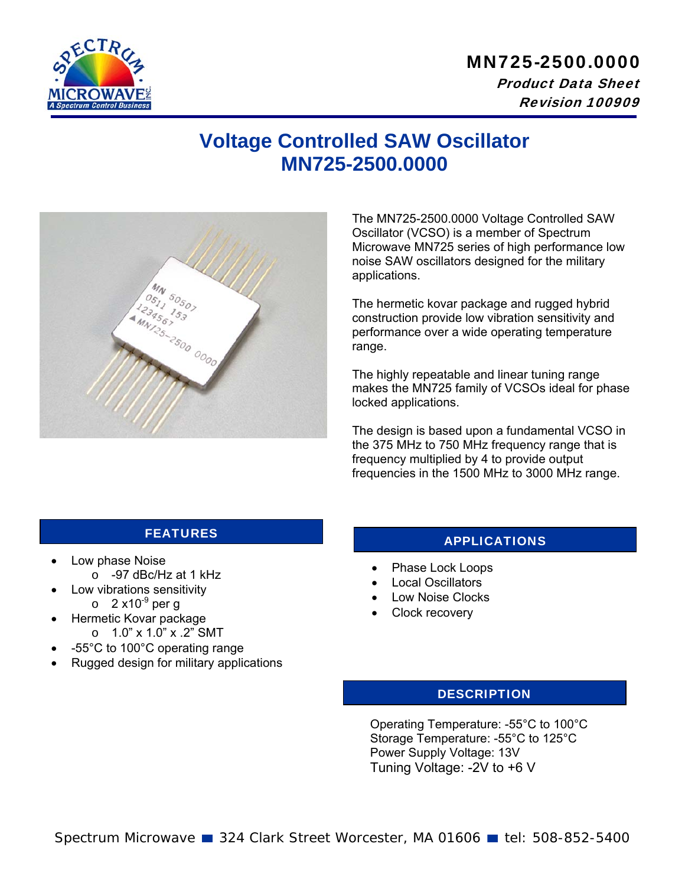# MN725-2500.0000

***Product Data Sheet***

***Revision 100909***

# Voltage Controlled SAW Oscillator MN725-2500.0000

The MN725-2500.0000 Voltage Controlled SAW Oscillator (VCSO) is a member of Spectrum Microwave MN725 series of high performance low noise SAW oscillators designed for the military applications.

The hermetic kovar package and rugged hybrid construction provide low vibration sensitivity and performance over a wide operating temperature range.

The highly repeatable and linear tuning range makes the MN725 family of VCSOs ideal for phase locked applications.

The design is based upon a fundamental VCSO in the 375 MHz to 750 MHz frequency range that is frequency multiplied by 4 to provide output frequencies in the 1500 MHz to 3000 MHz range.

## FEATURES

- Low phase Noise
  - -97 dBc/Hz at 1 kHz
- Low vibrations sensitivity
  - 2 $\times 10^{-9}$ per g
- Hermetic Kovar package
  - 1.0" x 1.0" x .2" SMT
- -55°C to 100°C operating range
- Rugged design for military applications

## APPLICATIONS

- Phase Lock Loops
- Local Oscillators
- Low Noise Clocks
- Clock recovery

## DESCRIPTION

Operating Temperature: -55°C to 100°C
Storage Temperature: -55°C to 125°C
Power Supply Voltage: 13V
Tuning Voltage: -2V to +6 V

Spectrum Microwave ■ 324 Clark Street Worcester, MA 01606 ■ tel: 508-852-5400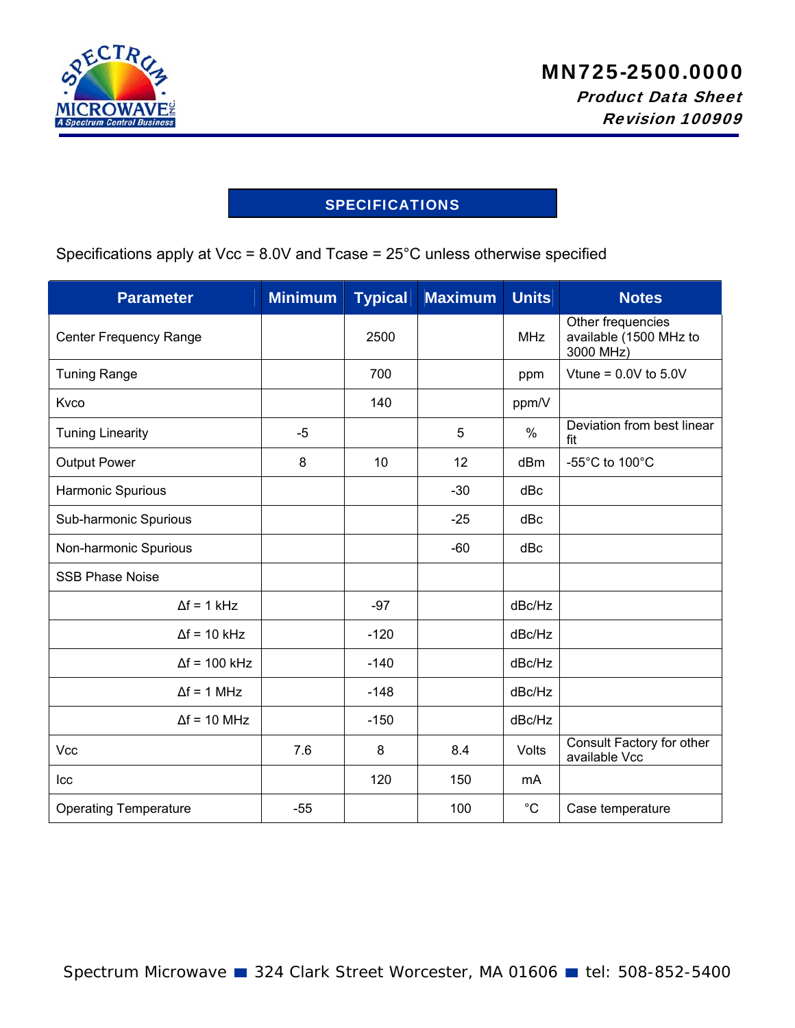# MN725-2500.0000

***Product Data Sheet***

***Revision 100909***

## SPECIFICATIONS

Specifications apply at Vcc = 8.0V and Tcase = 25°C unless otherwise specified

| Parameter | Minimum | Typical | Maximum | Units | Notes |
|---|---|---|---|---|---|
| Center Frequency Range | | 2500 | | MHz | Other frequencies available (1500 MHz to 3000 MHz) |
| Tuning Range | | 700 | | ppm | Vtune = 0.0V to 5.0V |
| Kvco | | 140 | | ppm/V | |
| Tuning Linearity | -5 | | 5 | % | Deviation from best linear fit |
| Output Power | 8 | 10 | 12 | dBm | -55°C to 100°C |
| Harmonic Spurious | | | -30 | dBc | |
| Sub-harmonic Spurious | | | -25 | dBc | |
| Non-harmonic Spurious | | | -60 | dBc | |
| SSB Phase Noise | | | | | |
| Δf = 1 kHz | | -97 | | dBc/Hz | |
| Δf = 10 kHz | | -120 | | dBc/Hz | |
| Δf = 100 kHz | | -140 | | dBc/Hz | |
| Δf = 1 MHz | | -148 | | dBc/Hz | |
| Δf = 10 MHz | | -150 | | dBc/Hz | |
| Vcc | 7.6 | 8 | 8.4 | Volts | Consult Factory for other available Vcc |
| Icc | | 120 | 150 | mA | |
| Operating Temperature | -55 | | 100 | °C | Case temperature |

Spectrum Microwave ■ 324 Clark Street Worcester, MA 01606 ■ tel: 508-852-5400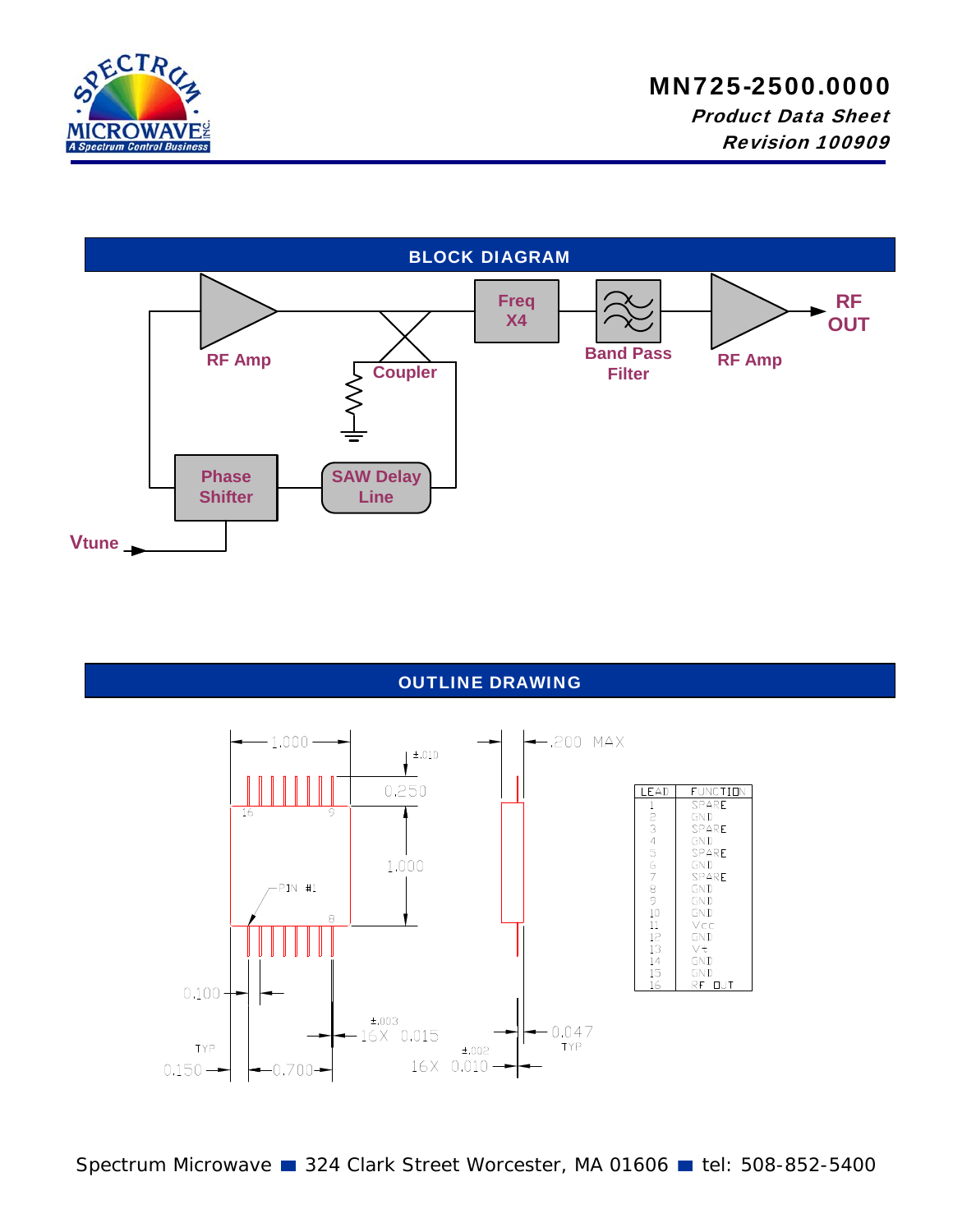**MN725-2500.0000**
*Product Data Sheet*
*Revision 100909*

## BLOCK DIAGRAM

RF Amp — Coupler — Freq X4 — Band Pass Filter — RF Amp — RF OUT

Phase Shifter — SAW Delay Line

Vtune

## OUTLINE DRAWING

1.000

±.010

0.250

1.000

PIN #1

16 9

8

.200 MAX

0.100

TYP

0.150

0.700

±.003

16X 0.015

±.002

16X 0.010

0.047

TYP

| LEAD | FUNCTION |
|---|---|
| 1 | SPARE |
| 2 | GND |
| 3 | SPARE |
| 4 | GND |
| 5 | SPARE |
| 6 | GND |
| 7 | SPARE |
| 8 | GND |
| 9 | GND |
| 10 | GND |
| 11 | Vcc |
| 12 | GND |
| 13 | Vt |
| 14 | GND |
| 15 | GND |
| 16 | RF OUT |

Spectrum Microwave ■ 324 Clark Street Worcester, MA 01606 ■ tel: 508-852-5400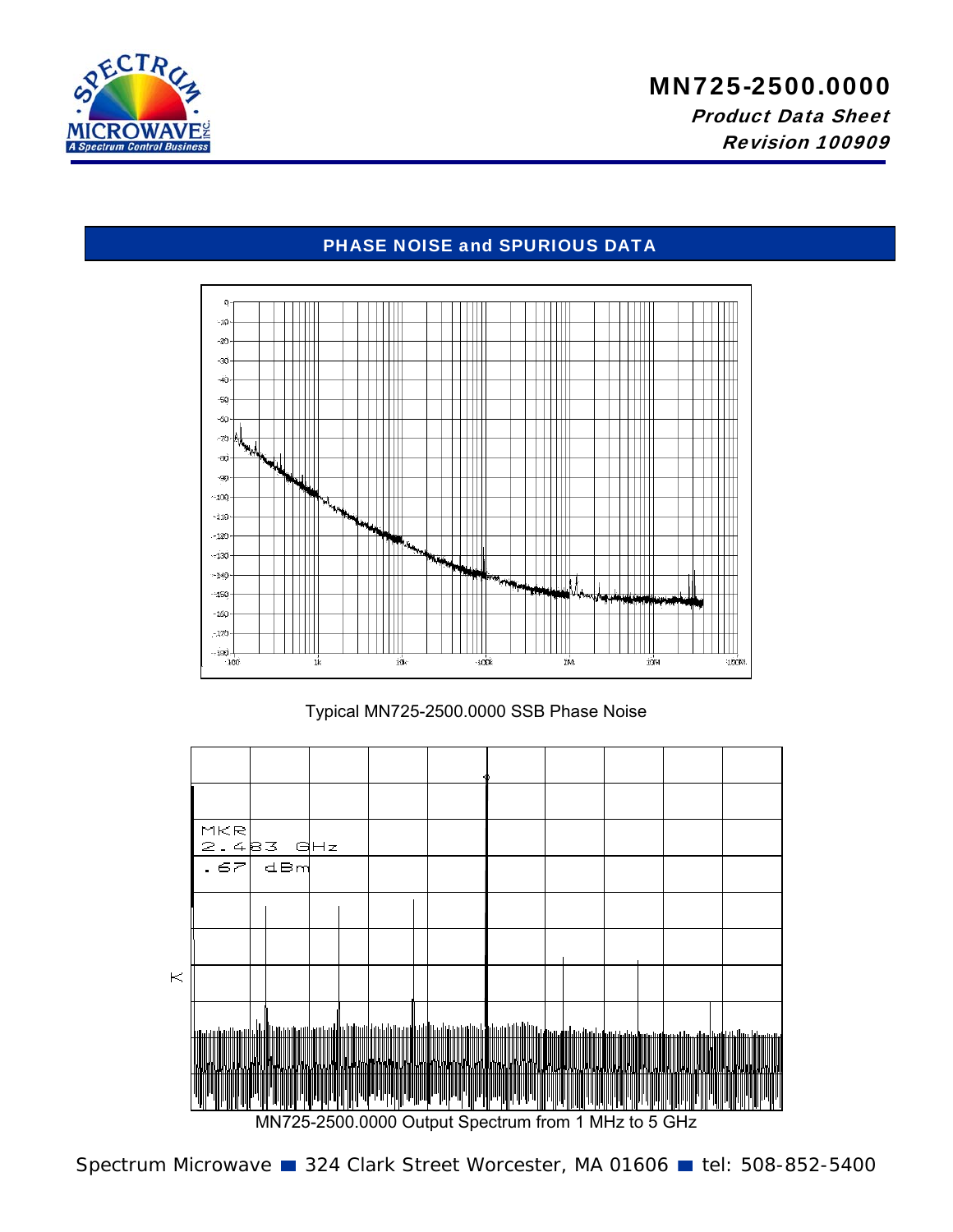## PHASE NOISE and SPURIOUS DATA

0
-10
-20
-30
-40
-50
-60
-70
-80
-90
-100
-110
-120
-130
-140
-150
-160
-170
-180

100
1k
10k
100k
1M
10M
100M

Typical MN725-2500.0000 SSB Phase Noise

MKR
2.483 GHz
.67 dBm

MN725-2500.0000 Output Spectrum from 1 MHz to 5 GHz

Spectrum Microwave ■ 324 Clark Street Worcester, MA 01606 ■ tel: 508-852-5400